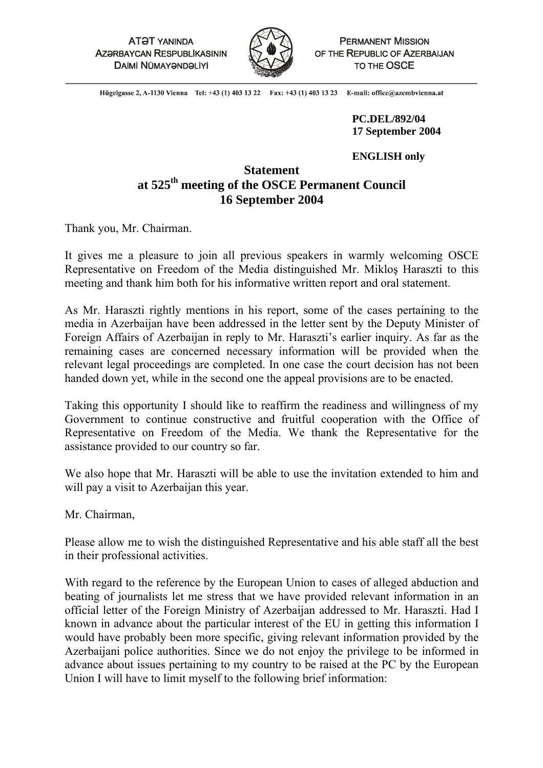ATƏT YANINDA
AZƏRBAYCAN RESPUBLİKASININ
DAİMİ NÜMAYƏNDƏLİYİ

PERMANENT MISSION
OF THE REPUBLIC OF AZERBAIJAN
TO THE OSCE

Hügelgasse 2, A-1130 Vienna Tel: +43 (1) 403 13 22 Fax: +43 (1) 403 13 23 E-mail: office@azembvienna.at

**PC.DEL/892/04**
**17 September 2004**

**ENGLISH only**

# Statement at 525th meeting of the OSCE Permanent Council 16 September 2004

Thank you, Mr. Chairman.

It gives me a pleasure to join all previous speakers in warmly welcoming OSCE Representative on Freedom of the Media distinguished Mr. Mikloş Haraszti to this meeting and thank him both for his informative written report and oral statement.

As Mr. Haraszti rightly mentions in his report, some of the cases pertaining to the media in Azerbaijan have been addressed in the letter sent by the Deputy Minister of Foreign Affairs of Azerbaijan in reply to Mr. Haraszti's earlier inquiry. As far as the remaining cases are concerned necessary information will be provided when the relevant legal proceedings are completed. In one case the court decision has not been handed down yet, while in the second one the appeal provisions are to be enacted.

Taking this opportunity I should like to reaffirm the readiness and willingness of my Government to continue constructive and fruitful cooperation with the Office of Representative on Freedom of the Media. We thank the Representative for the assistance provided to our country so far.

We also hope that Mr. Haraszti will be able to use the invitation extended to him and will pay a visit to Azerbaijan this year.

Mr. Chairman,

Please allow me to wish the distinguished Representative and his able staff all the best in their professional activities.

With regard to the reference by the European Union to cases of alleged abduction and beating of journalists let me stress that we have provided relevant information in an official letter of the Foreign Ministry of Azerbaijan addressed to Mr. Haraszti. Had I known in advance about the particular interest of the EU in getting this information I would have probably been more specific, giving relevant information provided by the Azerbaijani police authorities. Since we do not enjoy the privilege to be informed in advance about issues pertaining to my country to be raised at the PC by the European Union I will have to limit myself to the following brief information: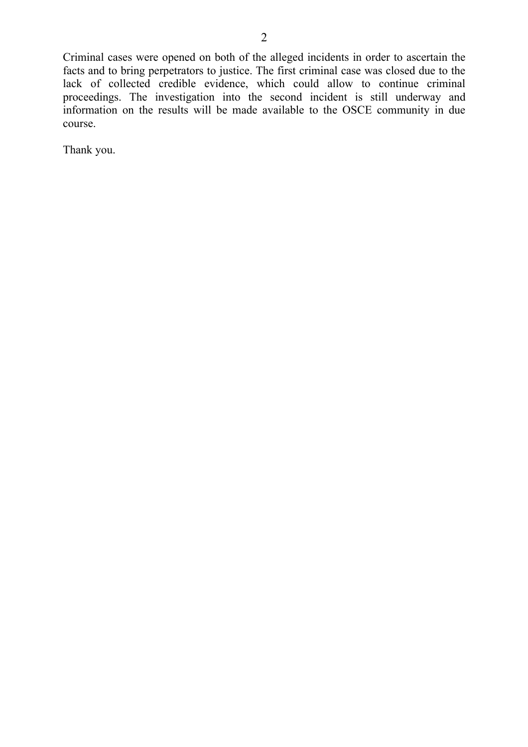Criminal cases were opened on both of the alleged incidents in order to ascertain the facts and to bring perpetrators to justice. The first criminal case was closed due to the lack of collected credible evidence, which could allow to continue criminal proceedings. The investigation into the second incident is still underway and information on the results will be made available to the OSCE community in due course.

Thank you.